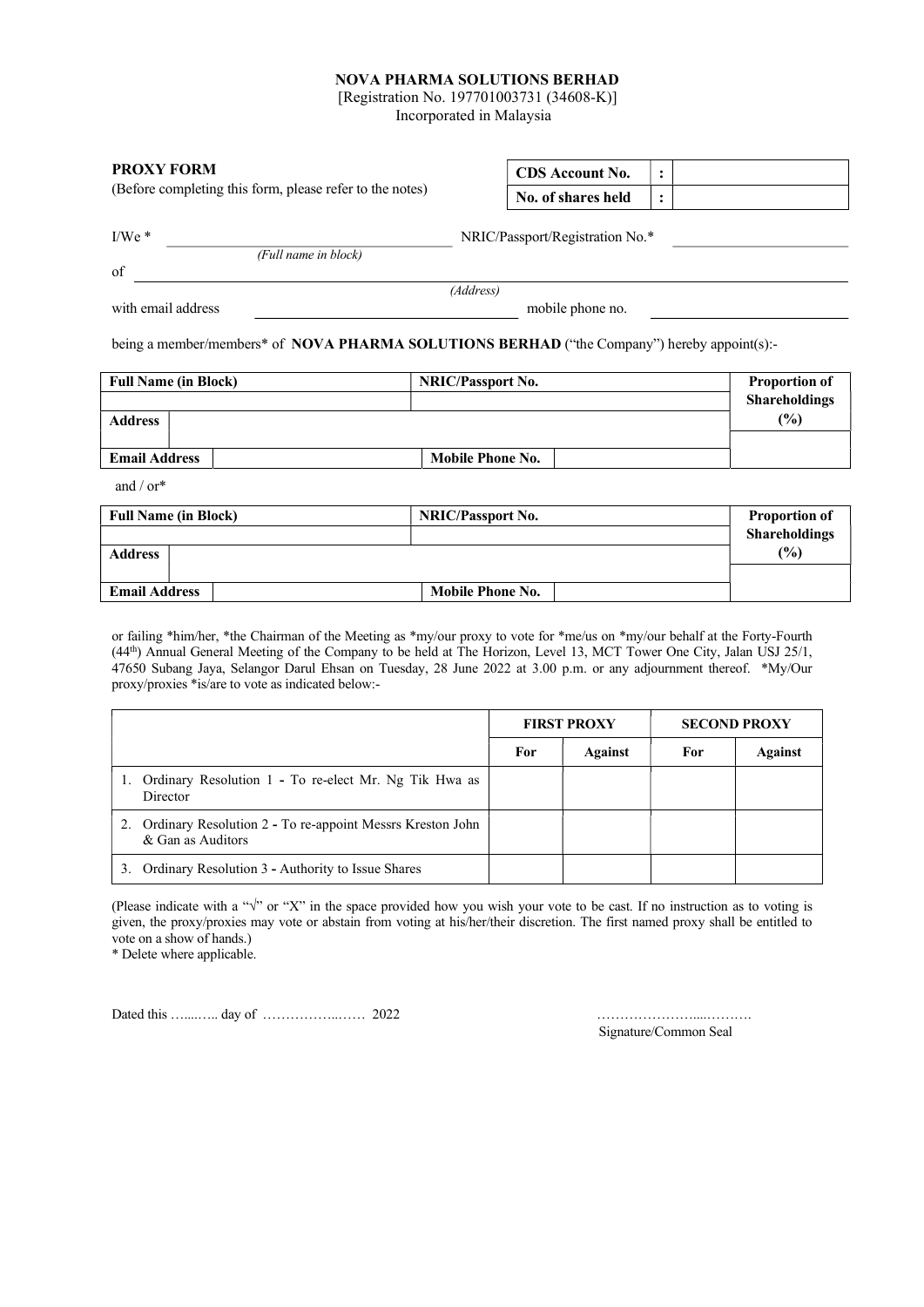**NOVA PHARMA SOLUTIONS BERHAD**
[Registration No. 197701003731 (34608-K)]
Incorporated in Malaysia

**PROXY FORM**
(Before completing this form, please refer to the notes)

| CDS Account No. | : | |
|---|---|---|
| **No. of shares held** | : | |

I/We * ______________________________ NRIC/Passport/Registration No.* ______________________
*(Full name in block)*

of ____________________________________________________________________________
*(Address)*

with email address ______________________________ mobile phone no. ______________________

being a member/members* of **NOVA PHARMA SOLUTIONS BERHAD** ("the Company") hereby appoint(s):-

| Full Name (in Block) | | NRIC/Passport No. | | Proportion of Shareholdings (%) |
|---|---|---|---|---|
| | | | | |
| **Address** | | | | |
| **Email Address** | | **Mobile Phone No.** | | |

and / or*

| Full Name (in Block) | | NRIC/Passport No. | | Proportion of Shareholdings (%) |
|---|---|---|---|---|
| | | | | |
| **Address** | | | | |
| **Email Address** | | **Mobile Phone No.** | | |

or failing *him/her, *the Chairman of the Meeting as *my/our proxy to vote for *me/us on *my/our behalf at the Forty-Fourth (44th) Annual General Meeting of the Company to be held at The Horizon, Level 13, MCT Tower One City, Jalan USJ 25/1, 47650 Subang Jaya, Selangor Darul Ehsan on Tuesday, 28 June 2022 at 3.00 p.m. or any adjournment thereof. *My/Our proxy/proxies *is/are to vote as indicated below:-

| | FIRST PROXY | | SECOND PROXY | |
|---|---|---|---|---|
| | **For** | **Against** | **For** | **Against** |
| 1. Ordinary Resolution 1 - To re-elect Mr. Ng Tik Hwa as Director | | | | |
| 2. Ordinary Resolution 2 - To re-appoint Messrs Kreston John & Gan as Auditors | | | | |
| 3. Ordinary Resolution 3 - Authority to Issue Shares | | | | |

(Please indicate with a "√" or "X" in the space provided how you wish your vote to be cast. If no instruction as to voting is given, the proxy/proxies may vote or abstain from voting at his/her/their discretion. The first named proxy shall be entitled to vote on a show of hands.)
* Delete where applicable.

Dated this …....….. day of ……………..…… 2022

…………………....……….
Signature/Common Seal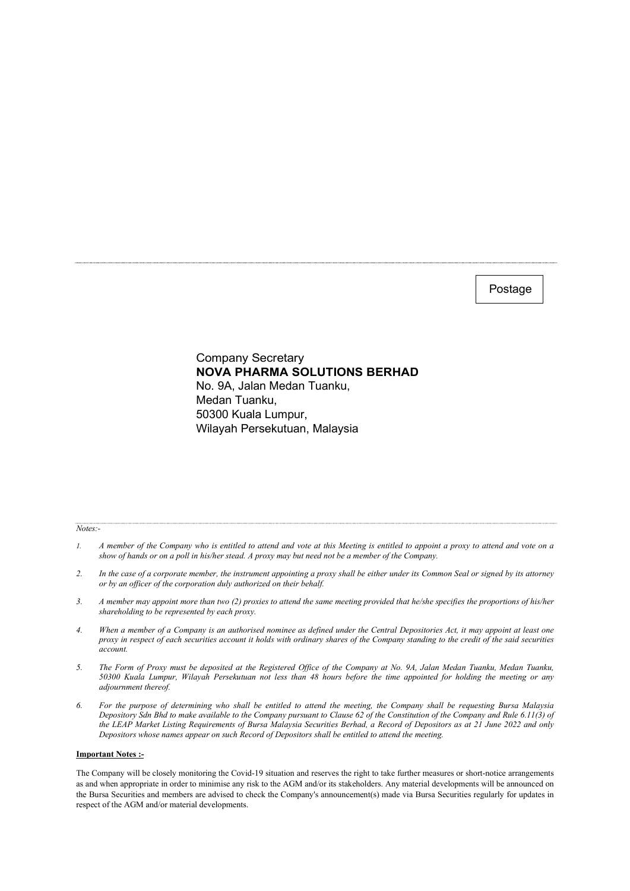Postage

Company Secretary
**NOVA PHARMA SOLUTIONS BERHAD**
No. 9A, Jalan Medan Tuanku,
Medan Tuanku,
50300 Kuala Lumpur,
Wilayah Persekutuan, Malaysia

*Notes:-*

1. *A member of the Company who is entitled to attend and vote at this Meeting is entitled to appoint a proxy to attend and vote on a show of hands or on a poll in his/her stead. A proxy may but need not be a member of the Company.*

2. *In the case of a corporate member, the instrument appointing a proxy shall be either under its Common Seal or signed by its attorney or by an officer of the corporation duly authorized on their behalf.*

3. *A member may appoint more than two (2) proxies to attend the same meeting provided that he/she specifies the proportions of his/her shareholding to be represented by each proxy.*

4. *When a member of a Company is an authorised nominee as defined under the Central Depositories Act, it may appoint at least one proxy in respect of each securities account it holds with ordinary shares of the Company standing to the credit of the said securities account.*

5. *The Form of Proxy must be deposited at the Registered Office of the Company at No. 9A, Jalan Medan Tuanku, Medan Tuanku, 50300 Kuala Lumpur, Wilayah Persekutuan not less than 48 hours before the time appointed for holding the meeting or any adjournment thereof.*

6. *For the purpose of determining who shall be entitled to attend the meeting, the Company shall be requesting Bursa Malaysia Depository Sdn Bhd to make available to the Company pursuant to Clause 62 of the Constitution of the Company and Rule 6.11(3) of the LEAP Market Listing Requirements of Bursa Malaysia Securities Berhad, a Record of Depositors as at 21 June 2022 and only Depositors whose names appear on such Record of Depositors shall be entitled to attend the meeting.*

**Important Notes :-**

The Company will be closely monitoring the Covid-19 situation and reserves the right to take further measures or short-notice arrangements as and when appropriate in order to minimise any risk to the AGM and/or its stakeholders. Any material developments will be announced on the Bursa Securities and members are advised to check the Company's announcement(s) made via Bursa Securities regularly for updates in respect of the AGM and/or material developments.